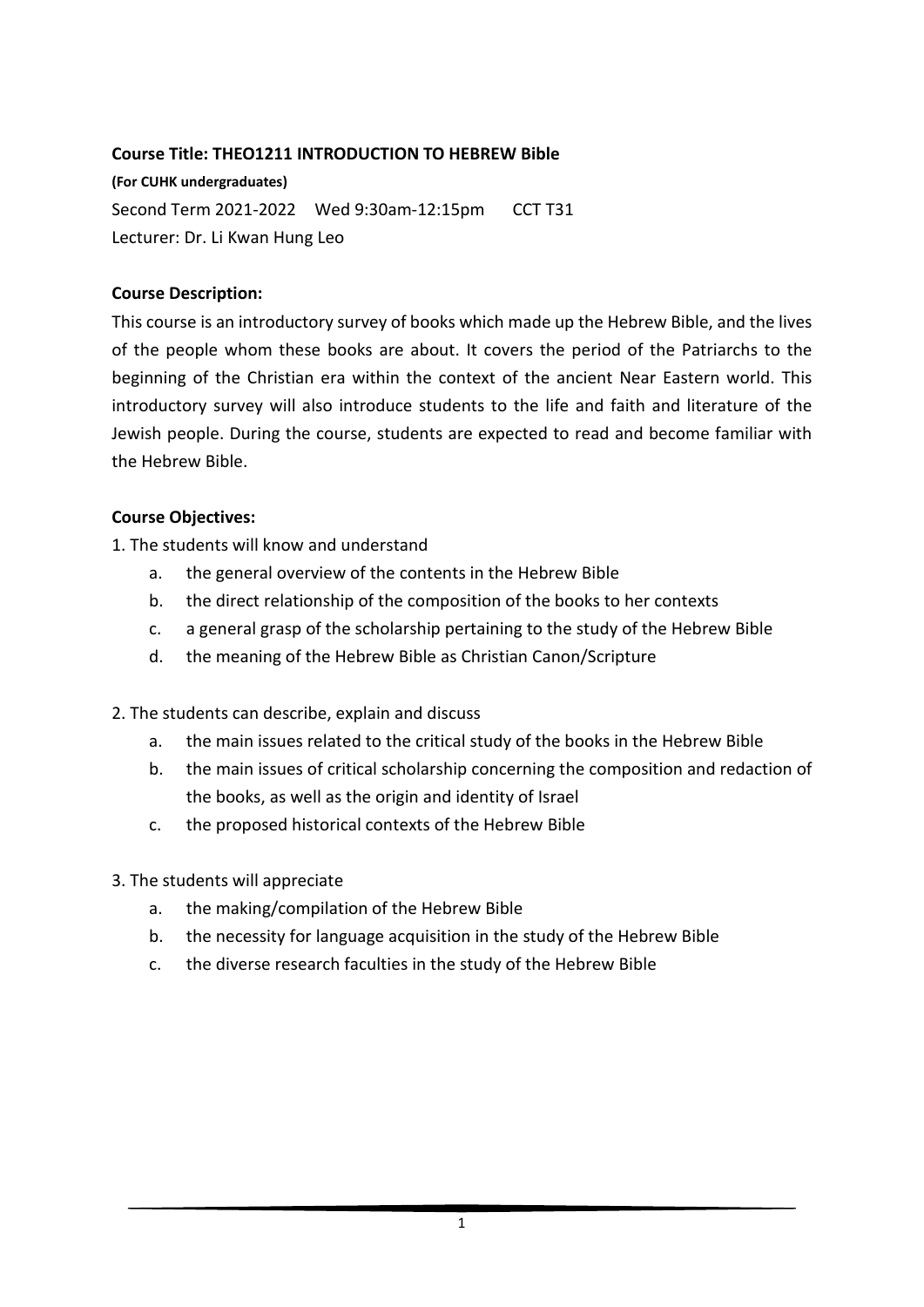**Course Title: THEO1211 INTRODUCTION TO HEBREW Bible**

**(For CUHK undergraduates)**

Second Term 2021-2022    Wed 9:30am-12:15pm    CCT T31

Lecturer: Dr. Li Kwan Hung Leo

**Course Description:**

This course is an introductory survey of books which made up the Hebrew Bible, and the lives of the people whom these books are about. It covers the period of the Patriarchs to the beginning of the Christian era within the context of the ancient Near Eastern world. This introductory survey will also introduce students to the life and faith and literature of the Jewish people. During the course, students are expected to read and become familiar with the Hebrew Bible.

**Course Objectives:**

1. The students will know and understand
    a. the general overview of the contents in the Hebrew Bible
    b. the direct relationship of the composition of the books to her contexts
    c. a general grasp of the scholarship pertaining to the study of the Hebrew Bible
    d. the meaning of the Hebrew Bible as Christian Canon/Scripture

2. The students can describe, explain and discuss
    a. the main issues related to the critical study of the books in the Hebrew Bible
    b. the main issues of critical scholarship concerning the composition and redaction of the books, as well as the origin and identity of Israel
    c. the proposed historical contexts of the Hebrew Bible

3. The students will appreciate
    a. the making/compilation of the Hebrew Bible
    b. the necessity for language acquisition in the study of the Hebrew Bible
    c. the diverse research faculties in the study of the Hebrew Bible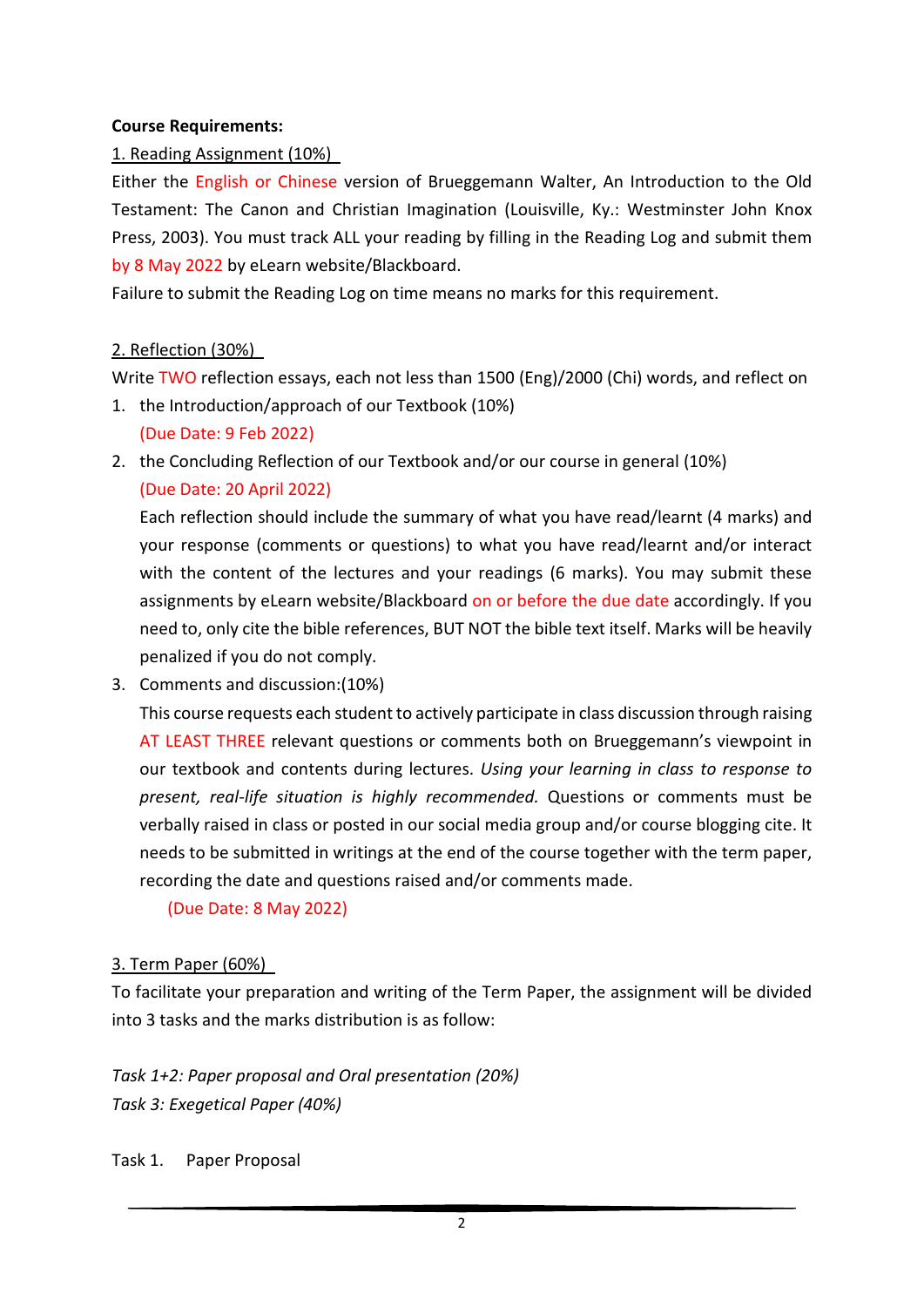**Course Requirements:**

1. Reading Assignment (10%)

Either the English or Chinese version of Brueggemann Walter, An Introduction to the Old Testament: The Canon and Christian Imagination (Louisville, Ky.: Westminster John Knox Press, 2003). You must track ALL your reading by filling in the Reading Log and submit them by 8 May 2022 by eLearn website/Blackboard.

Failure to submit the Reading Log on time means no marks for this requirement.

2. Reflection (30%)

Write TWO reflection essays, each not less than 1500 (Eng)/2000 (Chi) words, and reflect on

1. the Introduction/approach of our Textbook (10%)
   (Due Date: 9 Feb 2022)
2. the Concluding Reflection of our Textbook and/or our course in general (10%)
   (Due Date: 20 April 2022)

   Each reflection should include the summary of what you have read/learnt (4 marks) and your response (comments or questions) to what you have read/learnt and/or interact with the content of the lectures and your readings (6 marks). You may submit these assignments by eLearn website/Blackboard on or before the due date accordingly. If you need to, only cite the bible references, BUT NOT the bible text itself. Marks will be heavily penalized if you do not comply.
3. Comments and discussion:(10%)
   This course requests each student to actively participate in class discussion through raising AT LEAST THREE relevant questions or comments both on Brueggemann's viewpoint in our textbook and contents during lectures. *Using your learning in class to response to present, real-life situation is highly recommended.* Questions or comments must be verbally raised in class or posted in our social media group and/or course blogging cite. It needs to be submitted in writings at the end of the course together with the term paper, recording the date and questions raised and/or comments made.

   (Due Date: 8 May 2022)

3. Term Paper (60%)

To facilitate your preparation and writing of the Term Paper, the assignment will be divided into 3 tasks and the marks distribution is as follow:

*Task 1+2: Paper proposal and Oral presentation (20%)*
*Task 3: Exegetical Paper (40%)*

Task 1. Paper Proposal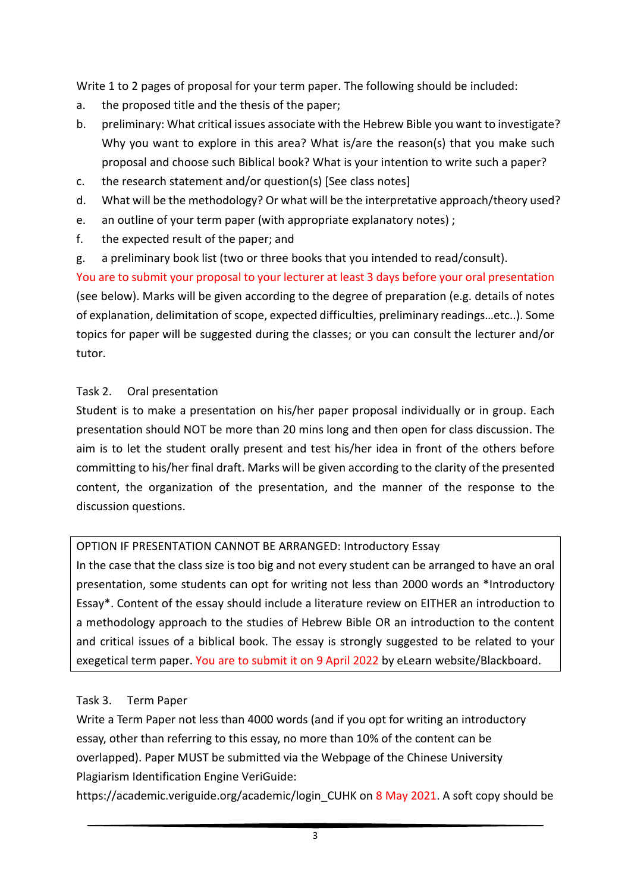Write 1 to 2 pages of proposal for your term paper. The following should be included:

a. the proposed title and the thesis of the paper;
b. preliminary: What critical issues associate with the Hebrew Bible you want to investigate? Why you want to explore in this area? What is/are the reason(s) that you make such proposal and choose such Biblical book? What is your intention to write such a paper?
c. the research statement and/or question(s) [See class notes]
d. What will be the methodology? Or what will be the interpretative approach/theory used?
e. an outline of your term paper (with appropriate explanatory notes) ;
f. the expected result of the paper; and
g. a preliminary book list (two or three books that you intended to read/consult).

You are to submit your proposal to your lecturer at least 3 days before your oral presentation (see below). Marks will be given according to the degree of preparation (e.g. details of notes of explanation, delimitation of scope, expected difficulties, preliminary readings…etc..). Some topics for paper will be suggested during the classes; or you can consult the lecturer and/or tutor.

Task 2. Oral presentation

Student is to make a presentation on his/her paper proposal individually or in group. Each presentation should NOT be more than 20 mins long and then open for class discussion. The aim is to let the student orally present and test his/her idea in front of the others before committing to his/her final draft. Marks will be given according to the clarity of the presented content, the organization of the presentation, and the manner of the response to the discussion questions.

| OPTION IF PRESENTATION CANNOT BE ARRANGED: Introductory Essay<br>In the case that the class size is too big and not every student can be arranged to have an oral presentation, some students can opt for writing not less than 2000 words an *Introductory Essay*. Content of the essay should include a literature review on EITHER an introduction to a methodology approach to the studies of Hebrew Bible OR an introduction to the content and critical issues of a biblical book. The essay is strongly suggested to be related to your exegetical term paper. You are to submit it on 9 April 2022 by eLearn website/Blackboard. |
|---|

Task 3. Term Paper

Write a Term Paper not less than 4000 words (and if you opt for writing an introductory essay, other than referring to this essay, no more than 10% of the content can be overlapped). Paper MUST be submitted via the Webpage of the Chinese University Plagiarism Identification Engine VeriGuide: https://academic.veriguide.org/academic/login_CUHK on 8 May 2021. A soft copy should be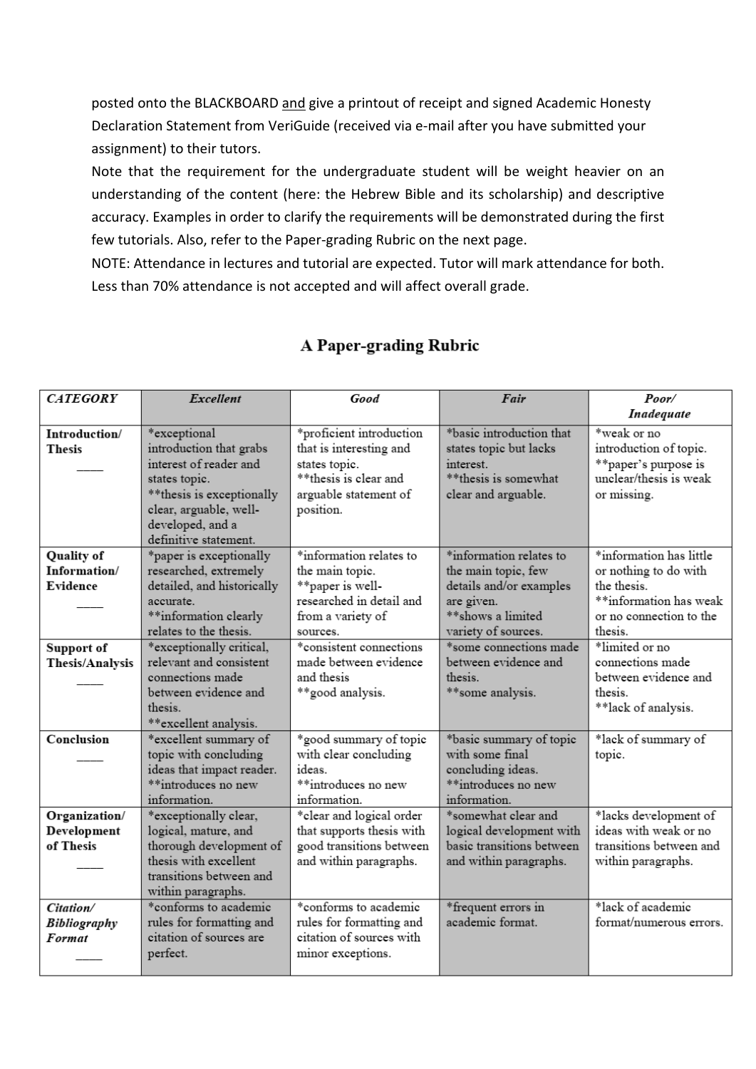posted onto the BLACKBOARD and give a printout of receipt and signed Academic Honesty Declaration Statement from VeriGuide (received via e-mail after you have submitted your assignment) to their tutors.

Note that the requirement for the undergraduate student will be weight heavier on an understanding of the content (here: the Hebrew Bible and its scholarship) and descriptive accuracy. Examples in order to clarify the requirements will be demonstrated during the first few tutorials. Also, refer to the Paper-grading Rubric on the next page.

NOTE: Attendance in lectures and tutorial are expected. Tutor will mark attendance for both. Less than 70% attendance is not accepted and will affect overall grade.

## A Paper-grading Rubric

| *CATEGORY* | *Excellent* | *Good* | *Fair* | *Poor/ Inadequate* |
|---|---|---|---|---|
| **Introduction/ Thesis** ____ | *exceptional introduction that grabs interest of reader and states topic. **thesis is exceptionally clear, arguable, well-developed, and a definitive statement. | *proficient introduction that is interesting and states topic. **thesis is clear and arguable statement of position. | *basic introduction that states topic but lacks interest. **thesis is somewhat clear and arguable. | *weak or no introduction of topic. **paper's purpose is unclear/thesis is weak or missing. |
| **Quality of Information/ Evidence** ____ | *paper is exceptionally researched, extremely detailed, and historically accurate. **information clearly relates to the thesis. | *information relates to the main topic. **paper is well-researched in detail and from a variety of sources. | *information relates to the main topic, few details and/or examples are given. **shows a limited variety of sources. | *information has little or nothing to do with the thesis. **information has weak or no connection to the thesis. |
| **Support of Thesis/Analysis** ____ | *exceptionally critical, relevant and consistent connections made between evidence and thesis. **excellent analysis. | *consistent connections made between evidence and thesis **good analysis. | *some connections made between evidence and thesis. **some analysis. | *limited or no connections made between evidence and thesis. **lack of analysis. |
| **Conclusion** ____ | *excellent summary of topic with concluding ideas that impact reader. **introduces no new information. | *good summary of topic with clear concluding ideas. **introduces no new information. | *basic summary of topic with some final concluding ideas. **introduces no new information. | *lack of summary of topic. |
| **Organization/ Development of Thesis** ____ | *exceptionally clear, logical, mature, and thorough development of thesis with excellent transitions between and within paragraphs. | *clear and logical order that supports thesis with good transitions between and within paragraphs. | *somewhat clear and logical development with basic transitions between and within paragraphs. | *lacks development of ideas with weak or no transitions between and within paragraphs. |
| ***Citation/ Bibliography Format*** ____ | *conforms to academic rules for formatting and citation of sources are perfect. | *conforms to academic rules for formatting and citation of sources with minor exceptions. | *frequent errors in academic format. | *lack of academic format/numerous errors. |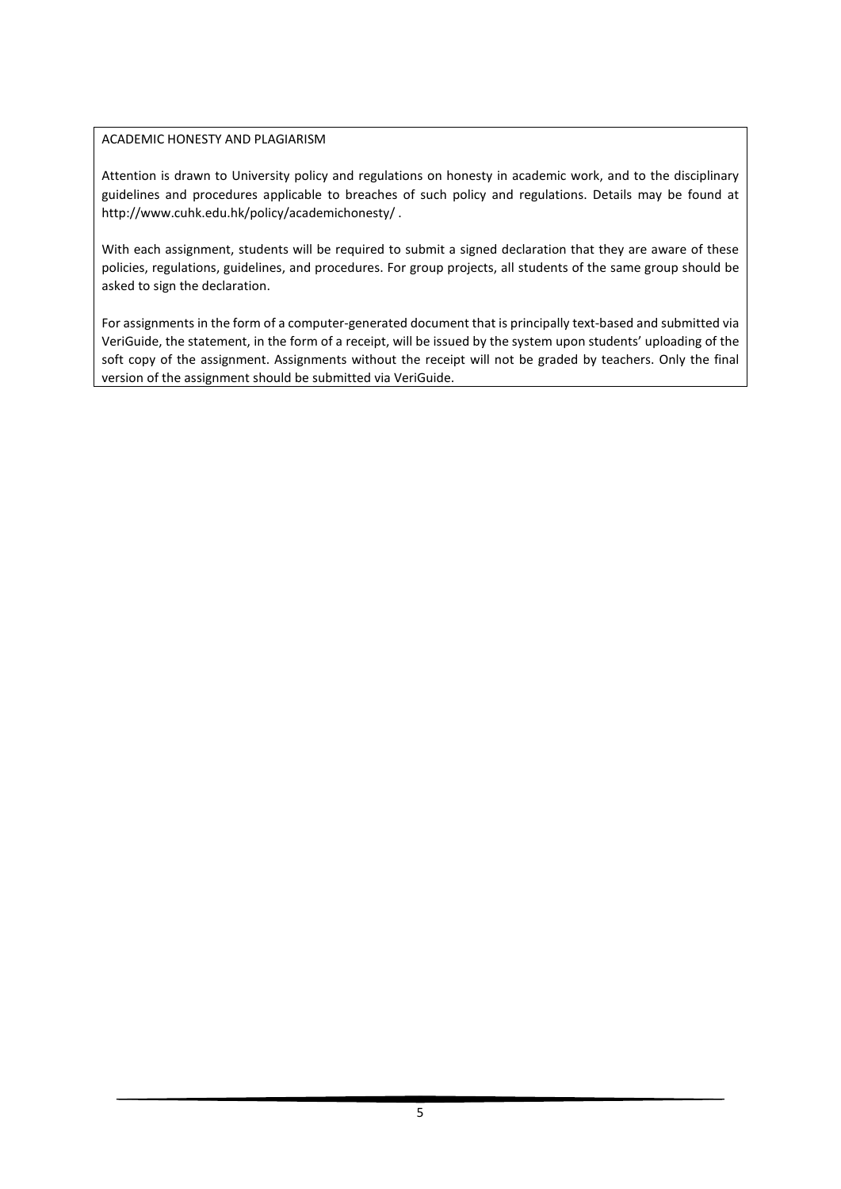## ACADEMIC HONESTY AND PLAGIARISM

Attention is drawn to University policy and regulations on honesty in academic work, and to the disciplinary guidelines and procedures applicable to breaches of such policy and regulations. Details may be found at http://www.cuhk.edu.hk/policy/academichonesty/ .

With each assignment, students will be required to submit a signed declaration that they are aware of these policies, regulations, guidelines, and procedures. For group projects, all students of the same group should be asked to sign the declaration.

For assignments in the form of a computer-generated document that is principally text-based and submitted via VeriGuide, the statement, in the form of a receipt, will be issued by the system upon students' uploading of the soft copy of the assignment. Assignments without the receipt will not be graded by teachers. Only the final version of the assignment should be submitted via VeriGuide.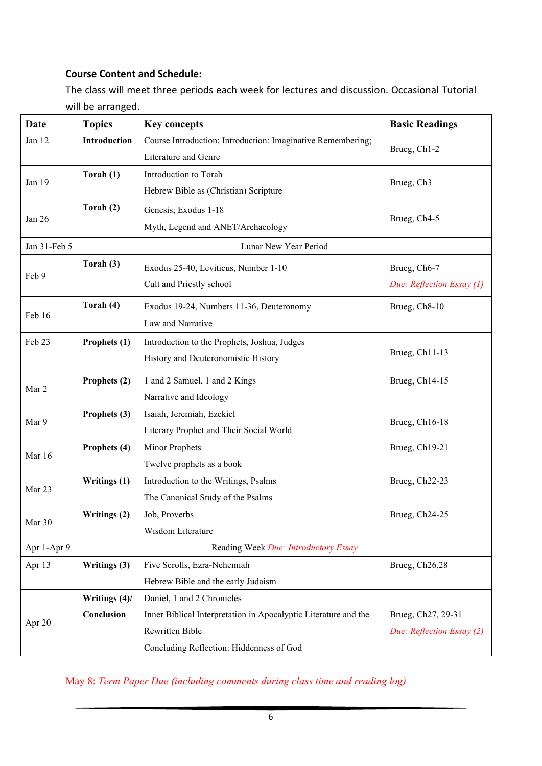**Course Content and Schedule:**

The class will meet three periods each week for lectures and discussion. Occasional Tutorial will be arranged.

| Date | Topics | Key concepts | Basic Readings |
|---|---|---|---|
| Jan 12 | **Introduction** | Course Introduction; Introduction: Imaginative Remembering; Literature and Genre | Brueg, Ch1-2 |
| Jan 19 | **Torah (1)** | Introduction to Torah<br>Hebrew Bible as (Christian) Scripture | Brueg, Ch3 |
| Jan 26 | **Torah (2)** | Genesis; Exodus 1-18<br>Myth, Legend and ANET/Archaeology | Brueg, Ch4-5 |
| Jan 31-Feb 5 | Lunar New Year Period | | |
| Feb 9 | **Torah (3)** | Exodus 25-40, Leviticus, Number 1-10<br>Cult and Priestly school | Brueg, Ch6-7<br>*Due: Reflection Essay (1)* |
| Feb 16 | **Torah (4)** | Exodus 19-24, Numbers 11-36, Deuteronomy<br>Law and Narrative | Brueg, Ch8-10 |
| Feb 23 | **Prophets (1)** | Introduction to the Prophets, Joshua, Judges<br>History and Deuteronomistic History | Brueg, Ch11-13 |
| Mar 2 | **Prophets (2)** | 1 and 2 Samuel, 1 and 2 Kings<br>Narrative and Ideology | Brueg, Ch14-15 |
| Mar 9 | **Prophets (3)** | Isaiah, Jeremiah, Ezekiel<br>Literary Prophet and Their Social World | Brueg, Ch16-18 |
| Mar 16 | **Prophets (4)** | Minor Prophets<br>Twelve prophets as a book | Brueg, Ch19-21 |
| Mar 23 | **Writings (1)** | Introduction to the Writings, Psalms<br>The Canonical Study of the Psalms | Brueg, Ch22-23 |
| Mar 30 | **Writings (2)** | Job, Proverbs<br>Wisdom Literature | Brueg, Ch24-25 |
| Apr 1-Apr 9 | Reading Week *Due: Introductory Essay* | | |
| Apr 13 | **Writings (3)** | Five Scrolls, Ezra-Nehemiah<br>Hebrew Bible and the early Judaism | Brueg, Ch26,28 |
| Apr 20 | **Writings (4)/ Conclusion** | Daniel, 1 and 2 Chronicles<br>Inner Biblical Interpretation in Apocalyptic Literature and the Rewritten Bible<br>Concluding Reflection: Hiddenness of God | Brueg, Ch27, 29-31<br>*Due: Reflection Essay (2)* |

May 8: *Term Paper Due (including comments during class time and reading log)*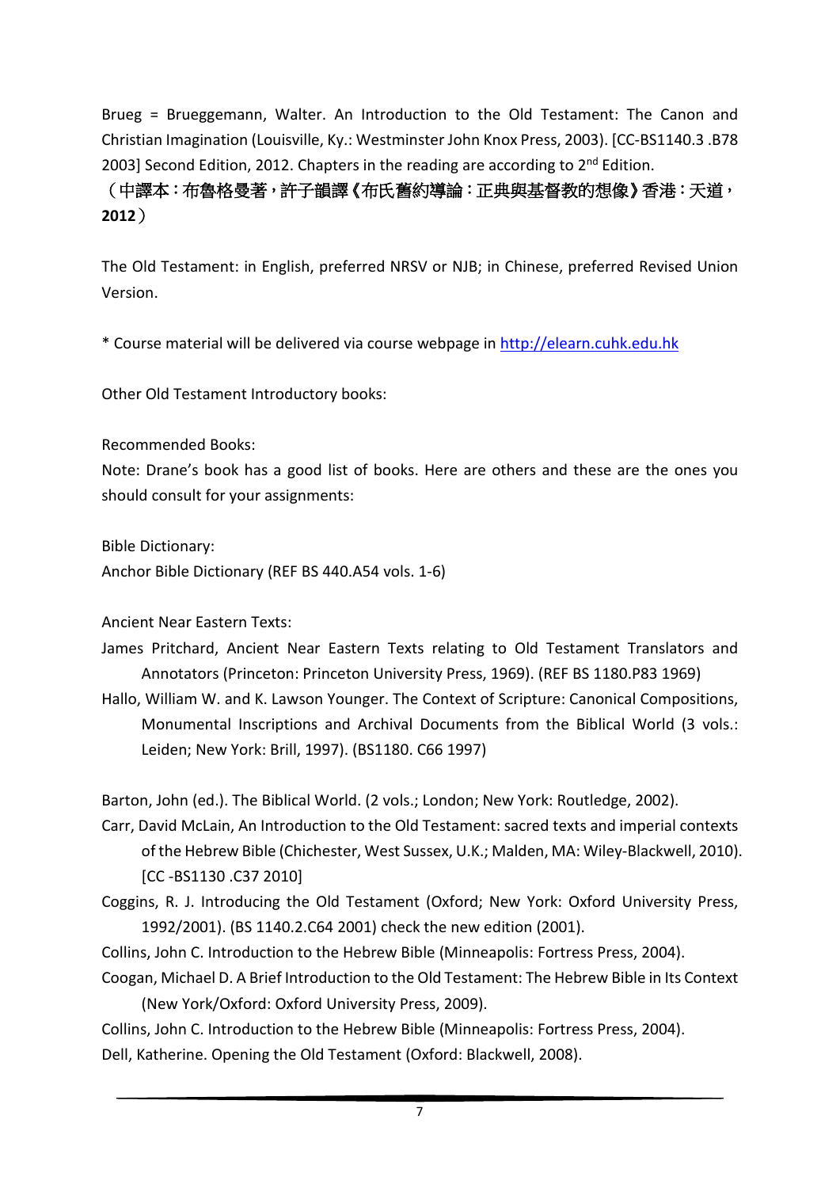Brueg = Brueggemann, Walter. An Introduction to the Old Testament: The Canon and Christian Imagination (Louisville, Ky.: Westminster John Knox Press, 2003). [CC-BS1140.3 .B78 2003] Second Edition, 2012. Chapters in the reading are according to 2nd Edition.

（中譯本：布魯格曼著，許子韻譯《布氏舊約導論：正典與基督教的想像》香港：天道，**2012**）

The Old Testament: in English, preferred NRSV or NJB; in Chinese, preferred Revised Union Version.

* Course material will be delivered via course webpage in http://elearn.cuhk.edu.hk

Other Old Testament Introductory books:

Recommended Books:

Note: Drane's book has a good list of books. Here are others and these are the ones you should consult for your assignments:

Bible Dictionary:

Anchor Bible Dictionary (REF BS 440.A54 vols. 1-6)

Ancient Near Eastern Texts:

James Pritchard, Ancient Near Eastern Texts relating to Old Testament Translators and Annotators (Princeton: Princeton University Press, 1969). (REF BS 1180.P83 1969)

Hallo, William W. and K. Lawson Younger. The Context of Scripture: Canonical Compositions, Monumental Inscriptions and Archival Documents from the Biblical World (3 vols.: Leiden; New York: Brill, 1997). (BS1180. C66 1997)

Barton, John (ed.). The Biblical World. (2 vols.; London; New York: Routledge, 2002).

Carr, David McLain, An Introduction to the Old Testament: sacred texts and imperial contexts of the Hebrew Bible (Chichester, West Sussex, U.K.; Malden, MA: Wiley-Blackwell, 2010). [CC -BS1130 .C37 2010]

Coggins, R. J. Introducing the Old Testament (Oxford; New York: Oxford University Press, 1992/2001). (BS 1140.2.C64 2001) check the new edition (2001).

Collins, John C. Introduction to the Hebrew Bible (Minneapolis: Fortress Press, 2004).

Coogan, Michael D. A Brief Introduction to the Old Testament: The Hebrew Bible in Its Context (New York/Oxford: Oxford University Press, 2009).

Collins, John C. Introduction to the Hebrew Bible (Minneapolis: Fortress Press, 2004).

Dell, Katherine. Opening the Old Testament (Oxford: Blackwell, 2008).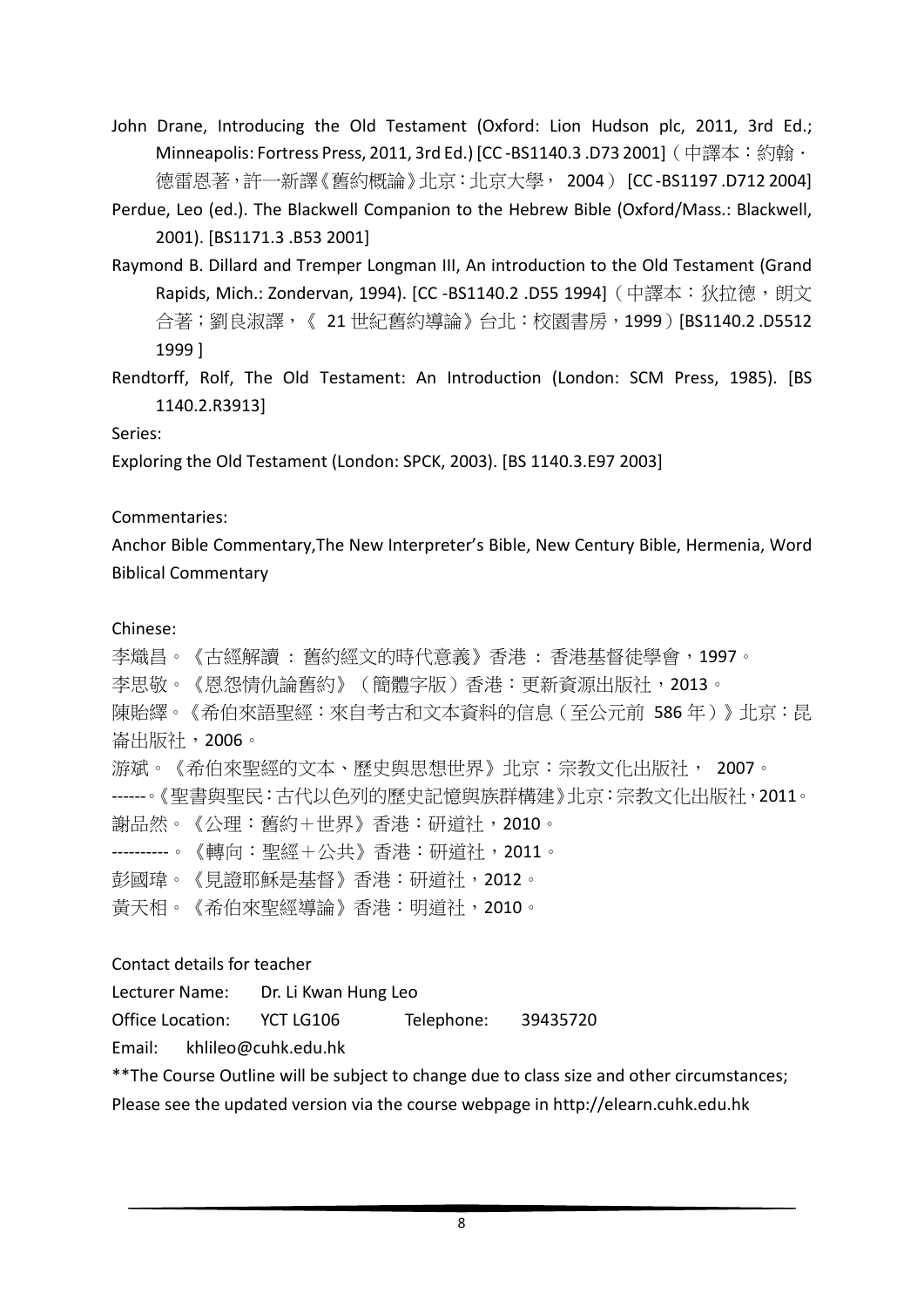John Drane, Introducing the Old Testament (Oxford: Lion Hudson plc, 2011, 3rd Ed.; Minneapolis: Fortress Press, 2011, 3rd Ed.) [CC -BS1140.3 .D73 2001]（中譯本：約翰·德雷恩著，許一新譯《舊約概論》北京：北京大學， 2004） [CC -BS1197 .D712 2004]

Perdue, Leo (ed.). The Blackwell Companion to the Hebrew Bible (Oxford/Mass.: Blackwell, 2001). [BS1171.3 .B53 2001]

Raymond B. Dillard and Tremper Longman III, An introduction to the Old Testament (Grand Rapids, Mich.: Zondervan, 1994). [CC -BS1140.2 .D55 1994]（中譯本：狄拉德，朗文合著；劉良淑譯，《 21 世紀舊約導論》台北：校園書房，1999）[BS1140.2 .D5512 1999 ]

Rendtorff, Rolf, The Old Testament: An Introduction (London: SCM Press, 1985). [BS 1140.2.R3913]

Series:

Exploring the Old Testament (London: SPCK, 2003). [BS 1140.3.E97 2003]

Commentaries:

Anchor Bible Commentary,The New Interpreter's Bible, New Century Bible, Hermenia, Word Biblical Commentary

Chinese:

李熾昌。《古經解讀 ： 舊約經文的時代意義》香港 ： 香港基督徒學會，1997。

李思敬。《恩怨情仇論舊約》（簡體字版）香港：更新資源出版社，2013。

陳貽繹。《希伯來語聖經：來自考古和文本資料的信息（至公元前 586 年）》北京：昆侖出版社，2006。

游斌。《希伯來聖經的文本、歷史與思想世界》北京：宗教文化出版社， 2007。

------。《聖書與聖民：古代以色列的歷史記憶與族群構建》北京：宗教文化出版社，2011。

謝品然。《公理：舊約＋世界》香港：研道社，2010。

----------。《轉向：聖經＋公共》香港：研道社，2011。

彭國瑋。《見證耶穌是基督》香港：研道社，2012。

黃天相。《希伯來聖經導論》香港：明道社，2010。

Contact details for teacher

Lecturer Name: Dr. Li Kwan Hung Leo

Office Location: YCT LG106 Telephone: 39435720

Email: khlileo@cuhk.edu.hk

**The Course Outline will be subject to change due to class size and other circumstances; Please see the updated version via the course webpage in http://elearn.cuhk.edu.hk